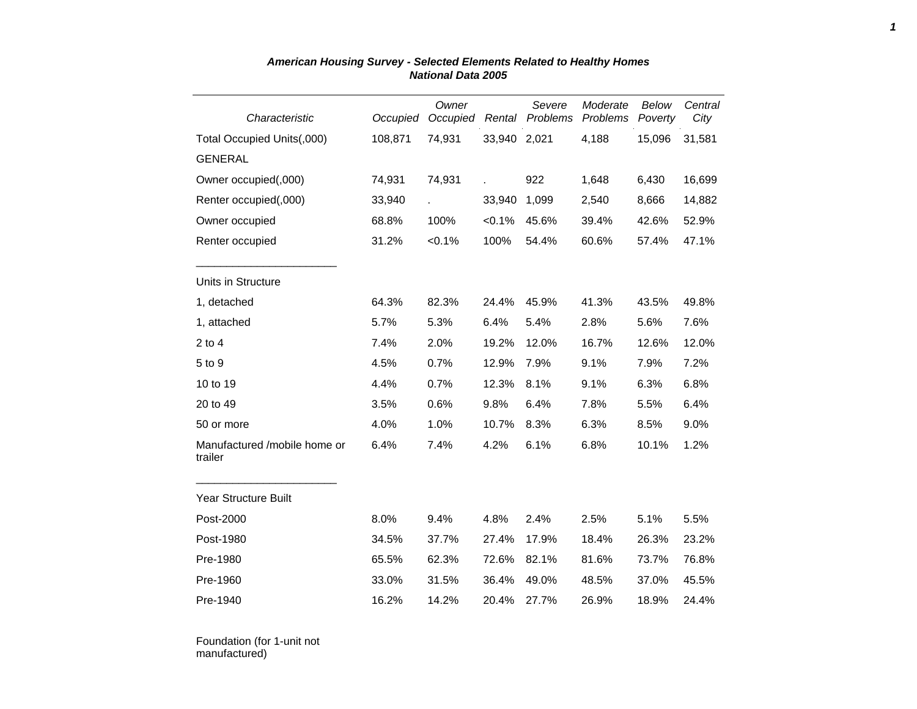***American Housing Survey - Selected Elements Related to Healthy Homes***
***National Data 2005***

| *Characteristic* | *Occupied* | *Owner Occupied* | *Rental* | *Severe Problems* | *Moderate Problems* | *Below Poverty* | *Central City* |
|---|---|---|---|---|---|---|---|
| Total Occupied Units(,000) | 108,871 | 74,931 | 33,940 | 2,021 | 4,188 | 15,096 | 31,581 |
| GENERAL | | | | | | | |
| Owner occupied(,000) | 74,931 | 74,931 | . | 922 | 1,648 | 6,430 | 16,699 |
| Renter occupied(,000) | 33,940 | . | 33,940 | 1,099 | 2,540 | 8,666 | 14,882 |
| Owner occupied | 68.8% | 100% | <0.1% | 45.6% | 39.4% | 42.6% | 52.9% |
| Renter occupied | 31.2% | <0.1% | 100% | 54.4% | 60.6% | 57.4% | 47.1% |
| Units in Structure | | | | | | | |
| 1, detached | 64.3% | 82.3% | 24.4% | 45.9% | 41.3% | 43.5% | 49.8% |
| 1, attached | 5.7% | 5.3% | 6.4% | 5.4% | 2.8% | 5.6% | 7.6% |
| 2 to 4 | 7.4% | 2.0% | 19.2% | 12.0% | 16.7% | 12.6% | 12.0% |
| 5 to 9 | 4.5% | 0.7% | 12.9% | 7.9% | 9.1% | 7.9% | 7.2% |
| 10 to 19 | 4.4% | 0.7% | 12.3% | 8.1% | 9.1% | 6.3% | 6.8% |
| 20 to 49 | 3.5% | 0.6% | 9.8% | 6.4% | 7.8% | 5.5% | 6.4% |
| 50 or more | 4.0% | 1.0% | 10.7% | 8.3% | 6.3% | 8.5% | 9.0% |
| Manufactured /mobile home or trailer | 6.4% | 7.4% | 4.2% | 6.1% | 6.8% | 10.1% | 1.2% |
| Year Structure Built | | | | | | | |
| Post-2000 | 8.0% | 9.4% | 4.8% | 2.4% | 2.5% | 5.1% | 5.5% |
| Post-1980 | 34.5% | 37.7% | 27.4% | 17.9% | 18.4% | 26.3% | 23.2% |
| Pre-1980 | 65.5% | 62.3% | 72.6% | 82.1% | 81.6% | 73.7% | 76.8% |
| Pre-1960 | 33.0% | 31.5% | 36.4% | 49.0% | 48.5% | 37.0% | 45.5% |
| Pre-1940 | 16.2% | 14.2% | 20.4% | 27.7% | 26.9% | 18.9% | 24.4% |
| Foundation (for 1-unit not manufactured) | | | | | | | |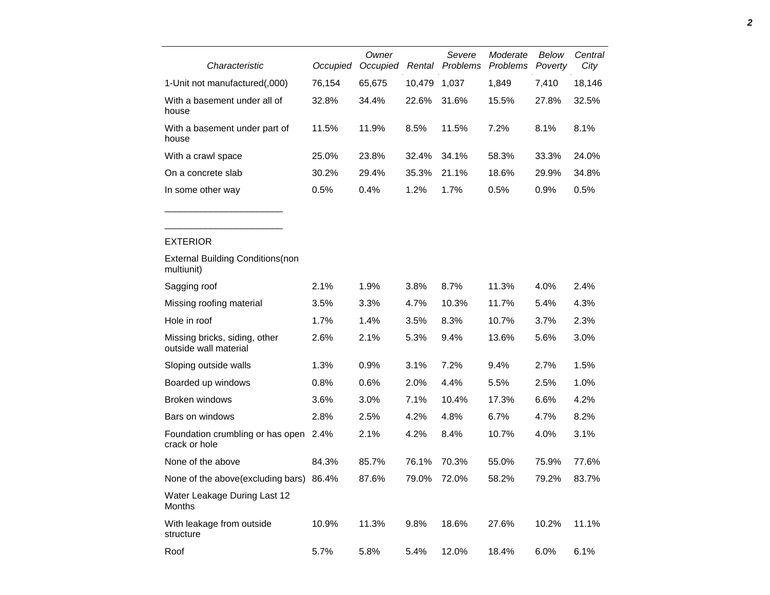| Characteristic | Occupied | Owner Occupied | Rental | Severe Problems | Moderate Problems | Below Poverty | Central City |
|---|---|---|---|---|---|---|---|
| 1-Unit not manufactured(,000) | 76,154 | 65,675 | 10,479 | 1,037 | 1,849 | 7,410 | 18,146 |
| With a basement under all of house | 32.8% | 34.4% | 22.6% | 31.6% | 15.5% | 27.8% | 32.5% |
| With a basement under part of house | 11.5% | 11.9% | 8.5% | 11.5% | 7.2% | 8.1% | 8.1% |
| With a crawl space | 25.0% | 23.8% | 32.4% | 34.1% | 58.3% | 33.3% | 24.0% |
| On a concrete slab | 30.2% | 29.4% | 35.3% | 21.1% | 18.6% | 29.9% | 34.8% |
| In some other way | 0.5% | 0.4% | 1.2% | 1.7% | 0.5% | 0.9% | 0.5% |
| _______________________ | | | | | | | |
| _______________________ | | | | | | | |
| EXTERIOR | | | | | | | |
| External Building Conditions(non multiunit) | | | | | | | |
| Sagging roof | 2.1% | 1.9% | 3.8% | 8.7% | 11.3% | 4.0% | 2.4% |
| Missing roofing material | 3.5% | 3.3% | 4.7% | 10.3% | 11.7% | 5.4% | 4.3% |
| Hole in roof | 1.7% | 1.4% | 3.5% | 8.3% | 10.7% | 3.7% | 2.3% |
| Missing bricks, siding, other outside wall material | 2.6% | 2.1% | 5.3% | 9.4% | 13.6% | 5.6% | 3.0% |
| Sloping outside walls | 1.3% | 0.9% | 3.1% | 7.2% | 9.4% | 2.7% | 1.5% |
| Boarded up windows | 0.8% | 0.6% | 2.0% | 4.4% | 5.5% | 2.5% | 1.0% |
| Broken windows | 3.6% | 3.0% | 7.1% | 10.4% | 17.3% | 6.6% | 4.2% |
| Bars on windows | 2.8% | 2.5% | 4.2% | 4.8% | 6.7% | 4.7% | 8.2% |
| Foundation crumbling or has open crack or hole | 2.4% | 2.1% | 4.2% | 8.4% | 10.7% | 4.0% | 3.1% |
| None of the above | 84.3% | 85.7% | 76.1% | 70.3% | 55.0% | 75.9% | 77.6% |
| None of the above(excluding bars) | 86.4% | 87.6% | 79.0% | 72.0% | 58.2% | 79.2% | 83.7% |
| Water Leakage During Last 12 Months | | | | | | | |
| With leakage from outside structure | 10.9% | 11.3% | 9.8% | 18.6% | 27.6% | 10.2% | 11.1% |
| Roof | 5.7% | 5.8% | 5.4% | 12.0% | 18.4% | 6.0% | 6.1% |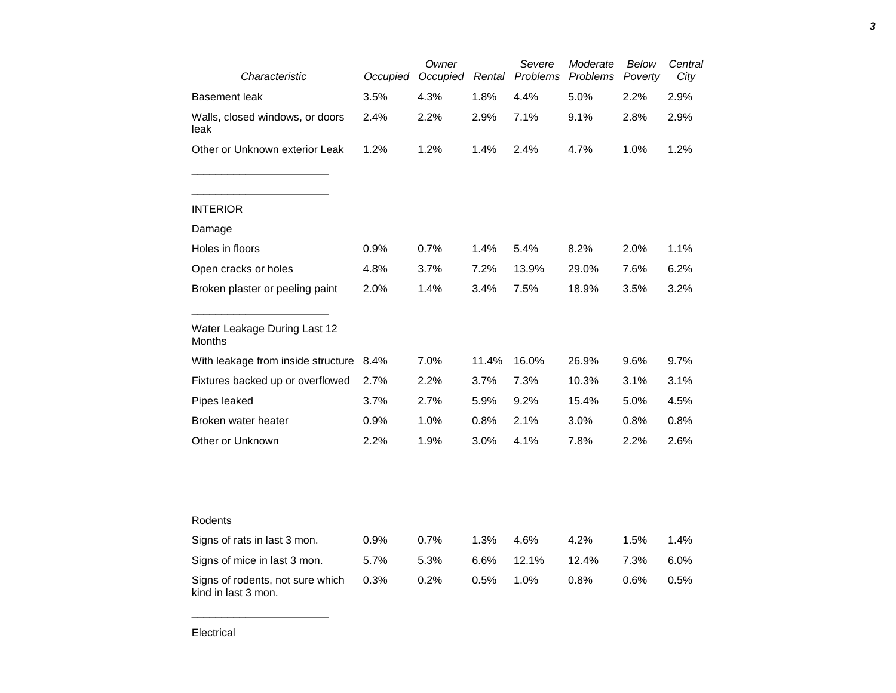| Characteristic | Occupied | Owner Occupied | Rental | Severe Problems | Moderate Problems | Below Poverty | Central City |
|---|---|---|---|---|---|---|---|
| Basement leak | 3.5% | 4.3% | 1.8% | 4.4% | 5.0% | 2.2% | 2.9% |
| Walls, closed windows, or doors leak | 2.4% | 2.2% | 2.9% | 7.1% | 9.1% | 2.8% | 2.9% |
| Other or Unknown exterior Leak | 1.2% | 1.2% | 1.4% | 2.4% | 4.7% | 1.0% | 1.2% |
| _______________________ | | | | | | | |
| _______________________ | | | | | | | |
| INTERIOR | | | | | | | |
| Damage | | | | | | | |
| Holes in floors | 0.9% | 0.7% | 1.4% | 5.4% | 8.2% | 2.0% | 1.1% |
| Open cracks or holes | 4.8% | 3.7% | 7.2% | 13.9% | 29.0% | 7.6% | 6.2% |
| Broken plaster or peeling paint | 2.0% | 1.4% | 3.4% | 7.5% | 18.9% | 3.5% | 3.2% |
| _______________________ | | | | | | | |
| Water Leakage During Last 12 Months | | | | | | | |
| With leakage from inside structure | 8.4% | 7.0% | 11.4% | 16.0% | 26.9% | 9.6% | 9.7% |
| Fixtures backed up or overflowed | 2.7% | 2.2% | 3.7% | 7.3% | 10.3% | 3.1% | 3.1% |
| Pipes leaked | 3.7% | 2.7% | 5.9% | 9.2% | 15.4% | 5.0% | 4.5% |
| Broken water heater | 0.9% | 1.0% | 0.8% | 2.1% | 3.0% | 0.8% | 0.8% |
| Other or Unknown | 2.2% | 1.9% | 3.0% | 4.1% | 7.8% | 2.2% | 2.6% |
| Rodents | | | | | | | |
| Signs of rats in last 3 mon. | 0.9% | 0.7% | 1.3% | 4.6% | 4.2% | 1.5% | 1.4% |
| Signs of mice in last 3 mon. | 5.7% | 5.3% | 6.6% | 12.1% | 12.4% | 7.3% | 6.0% |
| Signs of rodents, not sure which kind in last 3 mon. | 0.3% | 0.2% | 0.5% | 1.0% | 0.8% | 0.6% | 0.5% |
| _______________________ | | | | | | | |
| Electrical | | | | | | | |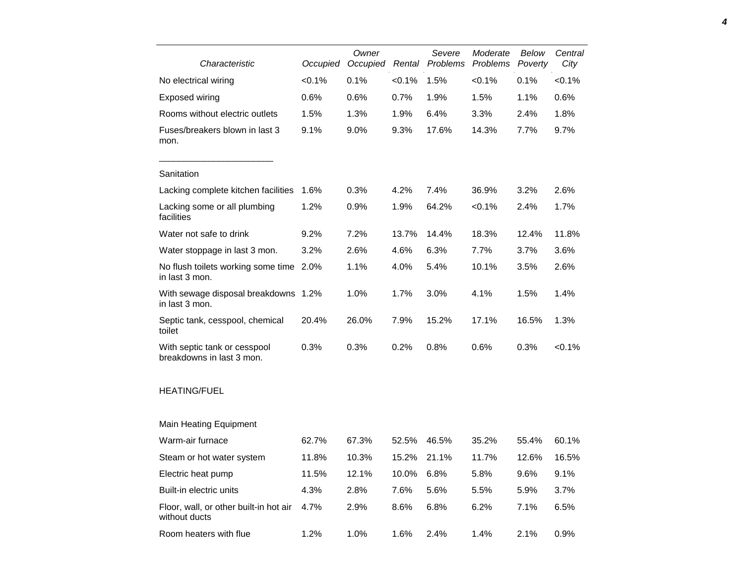| Characteristic | Occupied | *Owner Occupied* | *Rental* | *Severe Problems* | *Moderate Problems* | *Below Poverty* | *Central City* |
|---|---|---|---|---|---|---|---|
| No electrical wiring | <0.1% | 0.1% | <0.1% | 1.5% | <0.1% | 0.1% | <0.1% |
| Exposed wiring | 0.6% | 0.6% | 0.7% | 1.9% | 1.5% | 1.1% | 0.6% |
| Rooms without electric outlets | 1.5% | 1.3% | 1.9% | 6.4% | 3.3% | 2.4% | 1.8% |
| Fuses/breakers blown in last 3 mon. | 9.1% | 9.0% | 9.3% | 17.6% | 14.3% | 7.7% | 9.7% |
| Sanitation | | | | | | | |
| Lacking complete kitchen facilities | 1.6% | 0.3% | 4.2% | 7.4% | 36.9% | 3.2% | 2.6% |
| Lacking some or all plumbing facilities | 1.2% | 0.9% | 1.9% | 64.2% | <0.1% | 2.4% | 1.7% |
| Water not safe to drink | 9.2% | 7.2% | 13.7% | 14.4% | 18.3% | 12.4% | 11.8% |
| Water stoppage in last 3 mon. | 3.2% | 2.6% | 4.6% | 6.3% | 7.7% | 3.7% | 3.6% |
| No flush toilets working some time in last 3 mon. | 2.0% | 1.1% | 4.0% | 5.4% | 10.1% | 3.5% | 2.6% |
| With sewage disposal breakdowns in last 3 mon. | 1.2% | 1.0% | 1.7% | 3.0% | 4.1% | 1.5% | 1.4% |
| Septic tank, cesspool, chemical toilet | 20.4% | 26.0% | 7.9% | 15.2% | 17.1% | 16.5% | 1.3% |
| With septic tank or cesspool breakdowns in last 3 mon. | 0.3% | 0.3% | 0.2% | 0.8% | 0.6% | 0.3% | <0.1% |
| HEATING/FUEL | | | | | | | |
| Main Heating Equipment | | | | | | | |
| Warm-air furnace | 62.7% | 67.3% | 52.5% | 46.5% | 35.2% | 55.4% | 60.1% |
| Steam or hot water system | 11.8% | 10.3% | 15.2% | 21.1% | 11.7% | 12.6% | 16.5% |
| Electric heat pump | 11.5% | 12.1% | 10.0% | 6.8% | 5.8% | 9.6% | 9.1% |
| Built-in electric units | 4.3% | 2.8% | 7.6% | 5.6% | 5.5% | 5.9% | 3.7% |
| Floor, wall, or other built-in hot air without ducts | 4.7% | 2.9% | 8.6% | 6.8% | 6.2% | 7.1% | 6.5% |
| Room heaters with flue | 1.2% | 1.0% | 1.6% | 2.4% | 1.4% | 2.1% | 0.9% |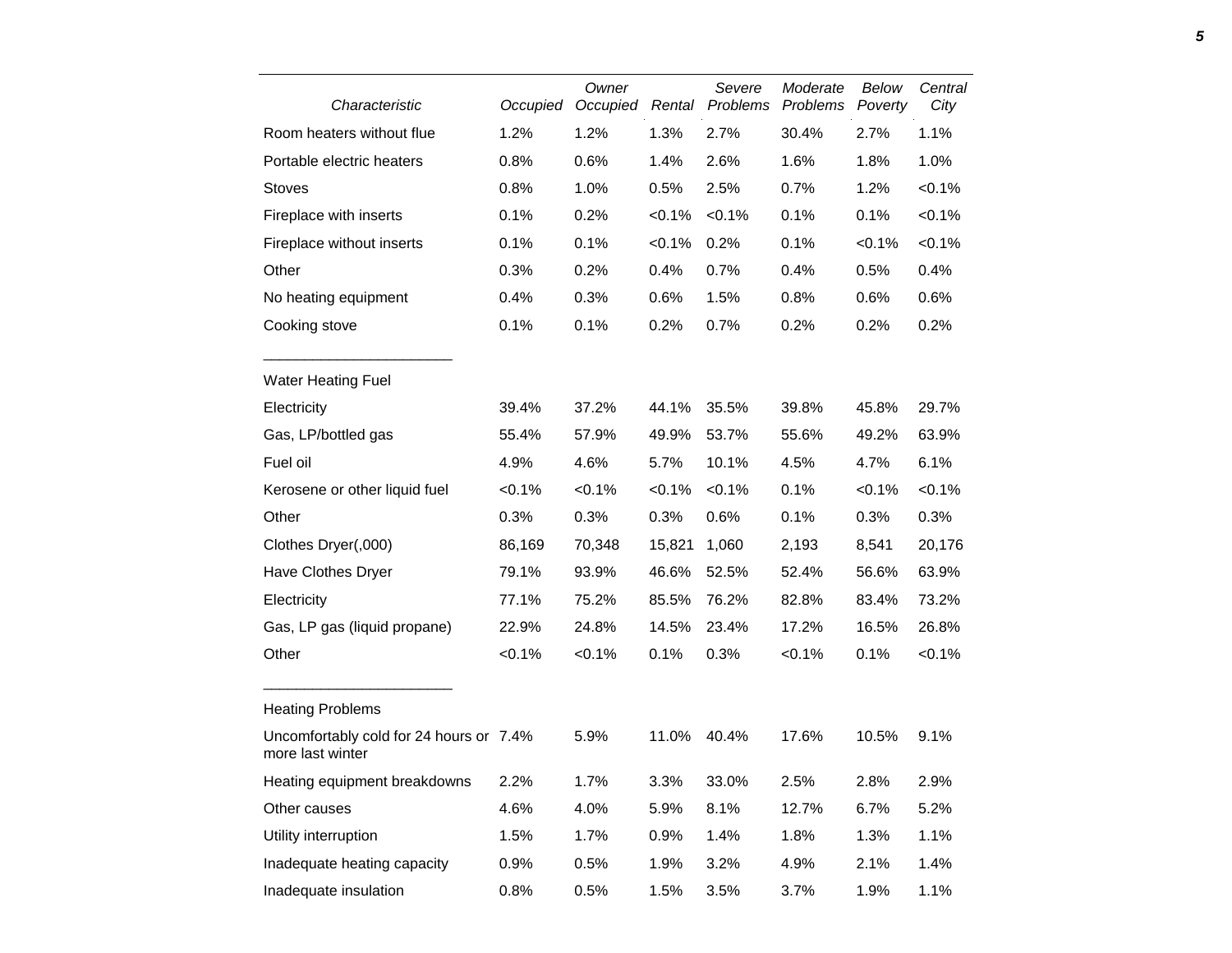| Characteristic | Occupied | Owner Occupied | Rental | Severe Problems | Moderate Problems | Below Poverty | Central City |
|---|---|---|---|---|---|---|---|
| Room heaters without flue | 1.2% | 1.2% | 1.3% | 2.7% | 30.4% | 2.7% | 1.1% |
| Portable electric heaters | 0.8% | 0.6% | 1.4% | 2.6% | 1.6% | 1.8% | 1.0% |
| Stoves | 0.8% | 1.0% | 0.5% | 2.5% | 0.7% | 1.2% | <0.1% |
| Fireplace with inserts | 0.1% | 0.2% | <0.1% | <0.1% | 0.1% | 0.1% | <0.1% |
| Fireplace without inserts | 0.1% | 0.1% | <0.1% | 0.2% | 0.1% | <0.1% | <0.1% |
| Other | 0.3% | 0.2% | 0.4% | 0.7% | 0.4% | 0.5% | 0.4% |
| No heating equipment | 0.4% | 0.3% | 0.6% | 1.5% | 0.8% | 0.6% | 0.6% |
| Cooking stove | 0.1% | 0.1% | 0.2% | 0.7% | 0.2% | 0.2% | 0.2% |
| Water Heating Fuel | | | | | | | |
| Electricity | 39.4% | 37.2% | 44.1% | 35.5% | 39.8% | 45.8% | 29.7% |
| Gas, LP/bottled gas | 55.4% | 57.9% | 49.9% | 53.7% | 55.6% | 49.2% | 63.9% |
| Fuel oil | 4.9% | 4.6% | 5.7% | 10.1% | 4.5% | 4.7% | 6.1% |
| Kerosene or other liquid fuel | <0.1% | <0.1% | <0.1% | <0.1% | 0.1% | <0.1% | <0.1% |
| Other | 0.3% | 0.3% | 0.3% | 0.6% | 0.1% | 0.3% | 0.3% |
| Clothes Dryer(,000) | 86,169 | 70,348 | 15,821 | 1,060 | 2,193 | 8,541 | 20,176 |
| Have Clothes Dryer | 79.1% | 93.9% | 46.6% | 52.5% | 52.4% | 56.6% | 63.9% |
| Electricity | 77.1% | 75.2% | 85.5% | 76.2% | 82.8% | 83.4% | 73.2% |
| Gas, LP gas (liquid propane) | 22.9% | 24.8% | 14.5% | 23.4% | 17.2% | 16.5% | 26.8% |
| Other | <0.1% | <0.1% | 0.1% | 0.3% | <0.1% | 0.1% | <0.1% |
| Heating Problems | | | | | | | |
| Uncomfortably cold for 24 hours or more last winter | 7.4% | 5.9% | 11.0% | 40.4% | 17.6% | 10.5% | 9.1% |
| Heating equipment breakdowns | 2.2% | 1.7% | 3.3% | 33.0% | 2.5% | 2.8% | 2.9% |
| Other causes | 4.6% | 4.0% | 5.9% | 8.1% | 12.7% | 6.7% | 5.2% |
| Utility interruption | 1.5% | 1.7% | 0.9% | 1.4% | 1.8% | 1.3% | 1.1% |
| Inadequate heating capacity | 0.9% | 0.5% | 1.9% | 3.2% | 4.9% | 2.1% | 1.4% |
| Inadequate insulation | 0.8% | 0.5% | 1.5% | 3.5% | 3.7% | 1.9% | 1.1% |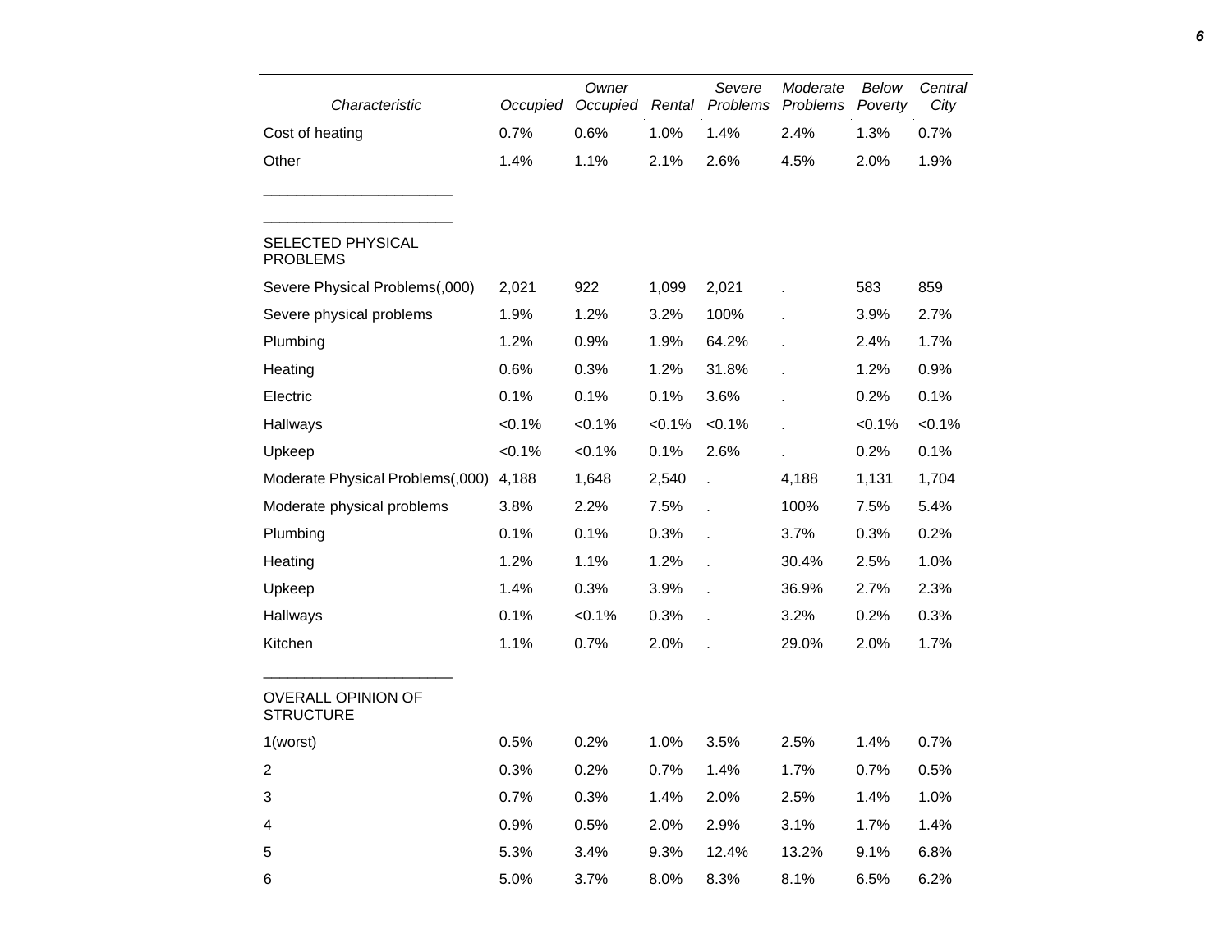| Characteristic | Occupied | Owner Occupied | Rental | Severe Problems | Moderate Problems | Below Poverty | Central City |
|---|---|---|---|---|---|---|---|
| Cost of heating | 0.7% | 0.6% | 1.0% | 1.4% | 2.4% | 1.3% | 0.7% |
| Other | 1.4% | 1.1% | 2.1% | 2.6% | 4.5% | 2.0% | 1.9% |
| SELECTED PHYSICAL PROBLEMS | | | | | | | |
| Severe Physical Problems(,000) | 2,021 | 922 | 1,099 | 2,021 | . | 583 | 859 |
| Severe physical problems | 1.9% | 1.2% | 3.2% | 100% | . | 3.9% | 2.7% |
| Plumbing | 1.2% | 0.9% | 1.9% | 64.2% | . | 2.4% | 1.7% |
| Heating | 0.6% | 0.3% | 1.2% | 31.8% | . | 1.2% | 0.9% |
| Electric | 0.1% | 0.1% | 0.1% | 3.6% | . | 0.2% | 0.1% |
| Hallways | <0.1% | <0.1% | <0.1% | <0.1% | . | <0.1% | <0.1% |
| Upkeep | <0.1% | <0.1% | 0.1% | 2.6% | . | 0.2% | 0.1% |
| Moderate Physical Problems(,000) | 4,188 | 1,648 | 2,540 | . | 4,188 | 1,131 | 1,704 |
| Moderate physical problems | 3.8% | 2.2% | 7.5% | . | 100% | 7.5% | 5.4% |
| Plumbing | 0.1% | 0.1% | 0.3% | . | 3.7% | 0.3% | 0.2% |
| Heating | 1.2% | 1.1% | 1.2% | . | 30.4% | 2.5% | 1.0% |
| Upkeep | 1.4% | 0.3% | 3.9% | . | 36.9% | 2.7% | 2.3% |
| Hallways | 0.1% | <0.1% | 0.3% | . | 3.2% | 0.2% | 0.3% |
| Kitchen | 1.1% | 0.7% | 2.0% | . | 29.0% | 2.0% | 1.7% |
| OVERALL OPINION OF STRUCTURE | | | | | | | |
| 1(worst) | 0.5% | 0.2% | 1.0% | 3.5% | 2.5% | 1.4% | 0.7% |
| 2 | 0.3% | 0.2% | 0.7% | 1.4% | 1.7% | 0.7% | 0.5% |
| 3 | 0.7% | 0.3% | 1.4% | 2.0% | 2.5% | 1.4% | 1.0% |
| 4 | 0.9% | 0.5% | 2.0% | 2.9% | 3.1% | 1.7% | 1.4% |
| 5 | 5.3% | 3.4% | 9.3% | 12.4% | 13.2% | 9.1% | 6.8% |
| 6 | 5.0% | 3.7% | 8.0% | 8.3% | 8.1% | 6.5% | 6.2% |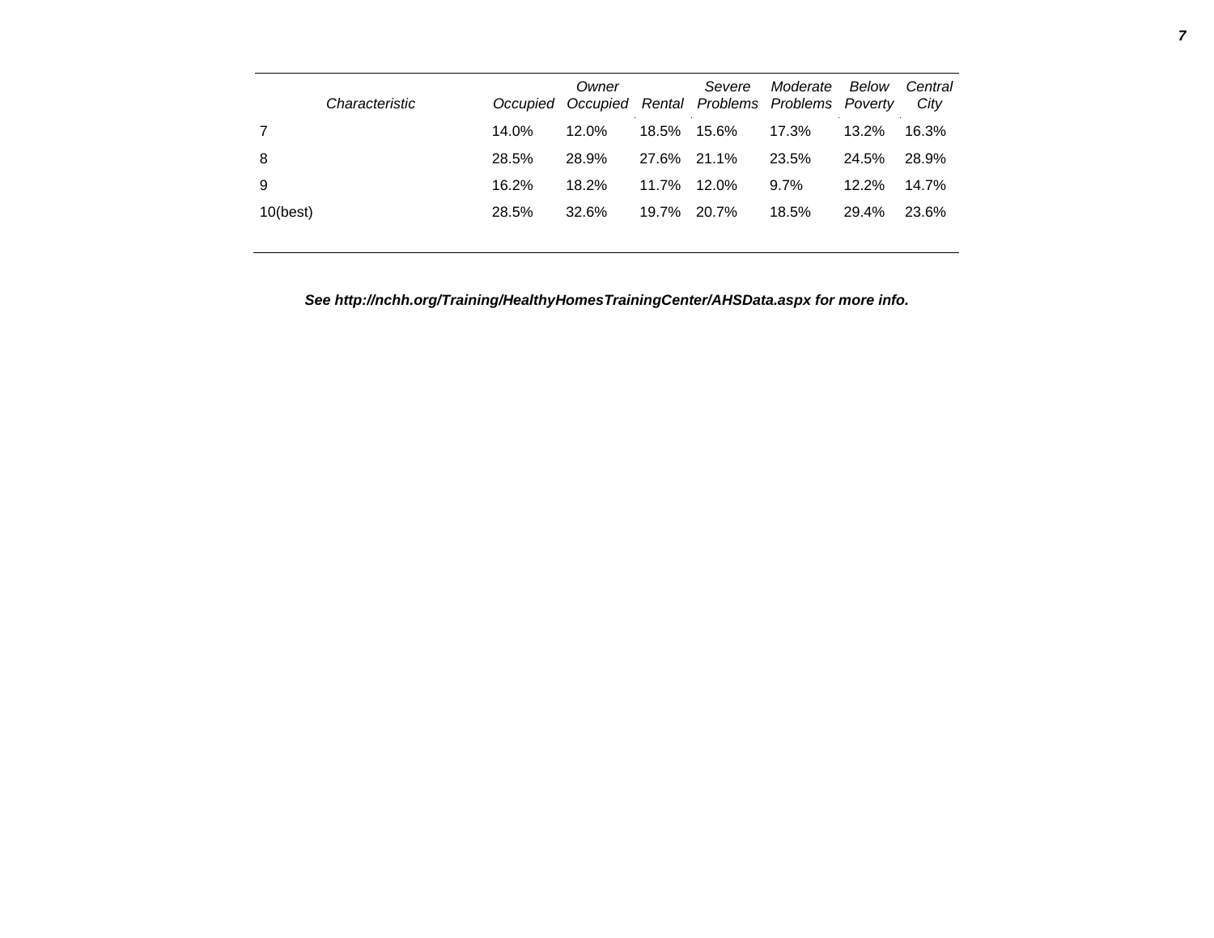| Characteristic | Occupied | Owner Occupied | Rental | Severe Problems | Moderate Problems | Below Poverty | Central City |
|---|---|---|---|---|---|---|---|
| 7 | 14.0% | 12.0% | 18.5% | 15.6% | 17.3% | 13.2% | 16.3% |
| 8 | 28.5% | 28.9% | 27.6% | 21.1% | 23.5% | 24.5% | 28.9% |
| 9 | 16.2% | 18.2% | 11.7% | 12.0% | 9.7% | 12.2% | 14.7% |
| 10(best) | 28.5% | 32.6% | 19.7% | 20.7% | 18.5% | 29.4% | 23.6% |

***See http://nchh.org/Training/HealthyHomesTrainingCenter/AHSData.aspx for more info.***